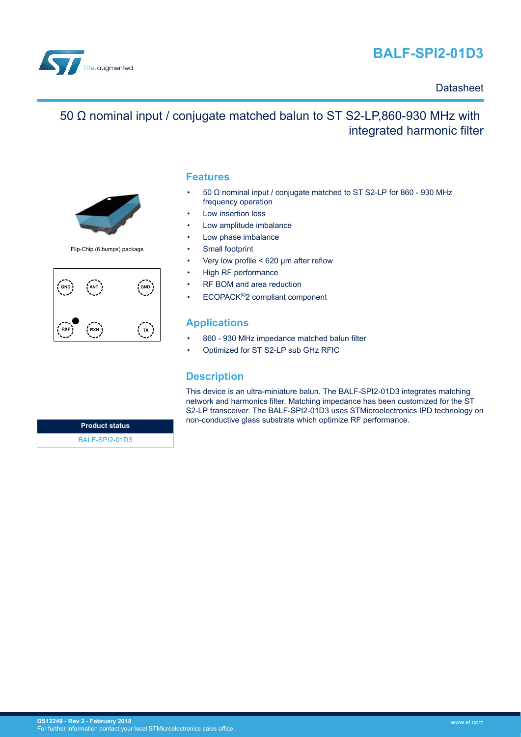# BALF-SPI2-01D3

Datasheet

## 50 Ω nominal input / conjugate matched balun to ST S2-LP,860-930 MHz with integrated harmonic filter

Flip-Chip (6 bumps) package

| GND | ANT | GND |
|---|---|---|
| RXP | RXN | TX |

| Product status |
|---|
| BALF-SPI2-01D3 |

## Features

- 50 Ω nominal input / conjugate matched to ST S2-LP for 860 - 930 MHz frequency operation
- Low insertion loss
- Low amplitude imbalance
- Low phase imbalance
- Small footprint
- Very low profile < 620 µm after reflow
- High RF performance
- RF BOM and area reduction
- ECOPACK®2 compliant component

## Applications

- 860 - 930 MHz impedance matched balun filter
- Optimized for ST S2-LP sub GHz RFIC

## Description

This device is an ultra-miniature balun. The BALF-SPI2-01D3 integrates matching network and harmonics filter. Matching impedance has been customized for the ST S2-LP transceiver. The BALF-SPI2-01D3 uses STMicroelectronics IPD technology on non-conductive glass substrate which optimize RF performance.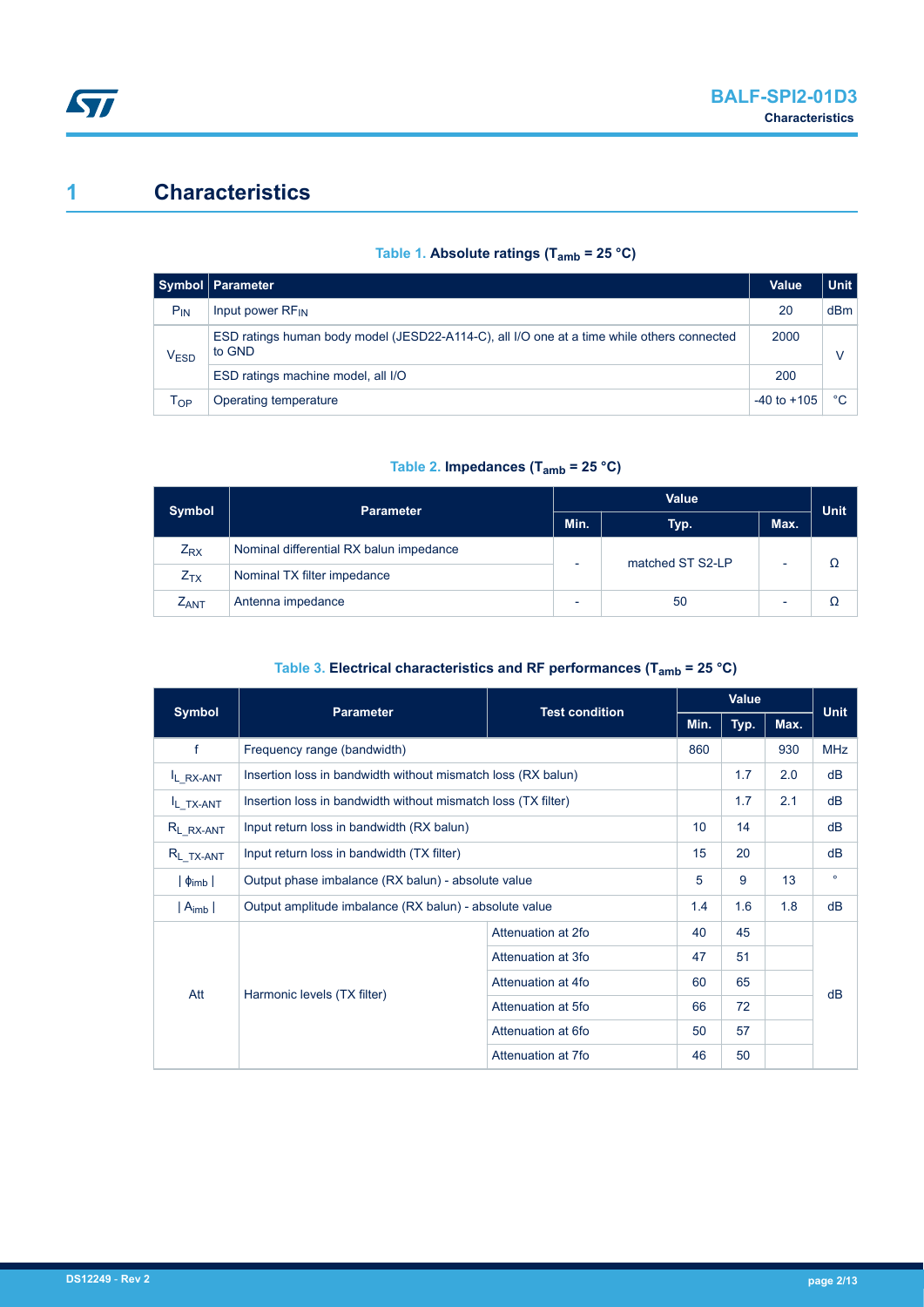# 1 Characteristics

**Table 1. Absolute ratings ($T_{amb}$ = 25 °C)**

| Symbol | Parameter | Value | Unit |
|---|---|---|---|
| $P_{IN}$ | Input power $RF_{IN}$ | 20 | dBm |
| $V_{ESD}$ | ESD ratings human body model (JESD22-A114-C), all I/O one at a time while others connected to GND | 2000 | V |
| | ESD ratings machine model, all I/O | 200 | |
| $T_{OP}$ | Operating temperature | -40 to +105 | °C |

**Table 2. Impedances ($T_{amb}$ = 25 °C)**

| Symbol | Parameter | Value | | | Unit |
|---|---|---|---|---|---|
| | | Min. | Typ. | Max. | |
| $Z_{RX}$ | Nominal differential RX balun impedance | - | matched ST S2-LP | - | Ω |
| $Z_{TX}$ | Nominal TX filter impedance | | | | |
| $Z_{ANT}$ | Antenna impedance | - | 50 | - | Ω |

**Table 3. Electrical characteristics and RF performances ($T_{amb}$ = 25 °C)**

| Symbol | Parameter | Test condition | Value | | | Unit |
|---|---|---|---|---|---|---|
| | | | Min. | Typ. | Max. | |
| f | Frequency range (bandwidth) | | 860 | | 930 | MHz |
| $I_{L\_RX-ANT}$ | Insertion loss in bandwidth without mismatch loss (RX balun) | | | 1.7 | 2.0 | dB |
| $I_{L\_TX-ANT}$ | Insertion loss in bandwidth without mismatch loss (TX filter) | | | 1.7 | 2.1 | dB |
| $R_{L\_RX-ANT}$ | Input return loss in bandwidth (RX balun) | | 10 | 14 | | dB |
| $R_{L\_TX-ANT}$ | Input return loss in bandwidth (TX filter) | | 15 | 20 | | dB |
| $\mid \phi_{imb} \mid$ | Output phase imbalance (RX balun) - absolute value | | 5 | 9 | 13 | ° |
| $\mid A_{imb} \mid$ | Output amplitude imbalance (RX balun) - absolute value | | 1.4 | 1.6 | 1.8 | dB |
| Att | Harmonic levels (TX filter) | Attenuation at 2fo | 40 | 45 | | dB |
| | | Attenuation at 3fo | 47 | 51 | | |
| | | Attenuation at 4fo | 60 | 65 | | |
| | | Attenuation at 5fo | 66 | 72 | | |
| | | Attenuation at 6fo | 50 | 57 | | |
| | | Attenuation at 7fo | 46 | 50 | | |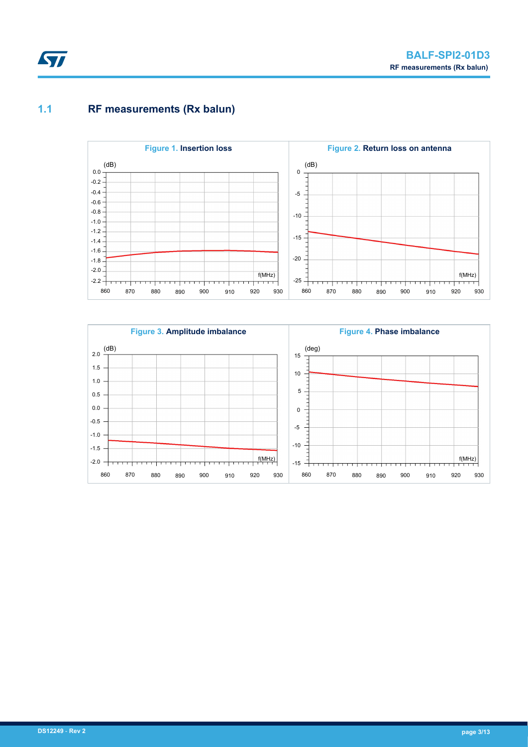## 1.1 RF measurements (Rx balun)

**Figure 1.** Insertion loss

**Figure 2.** Return loss on antenna

**Figure 3.** Amplitude imbalance

**Figure 4.** Phase imbalance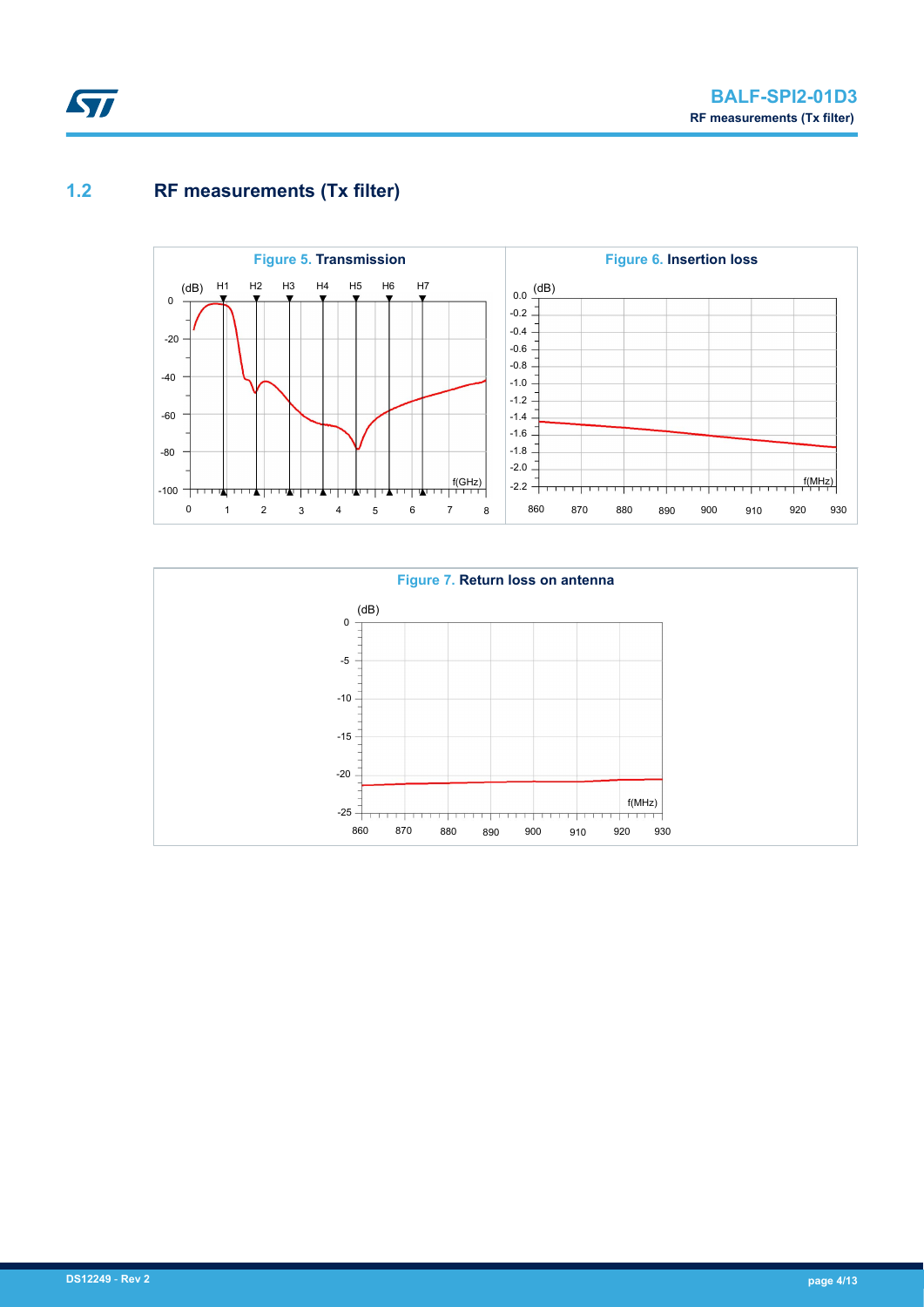## 1.2 RF measurements (Tx filter)

**Figure 5. Transmission**

**Figure 6. Insertion loss**

**Figure 7. Return loss on antenna**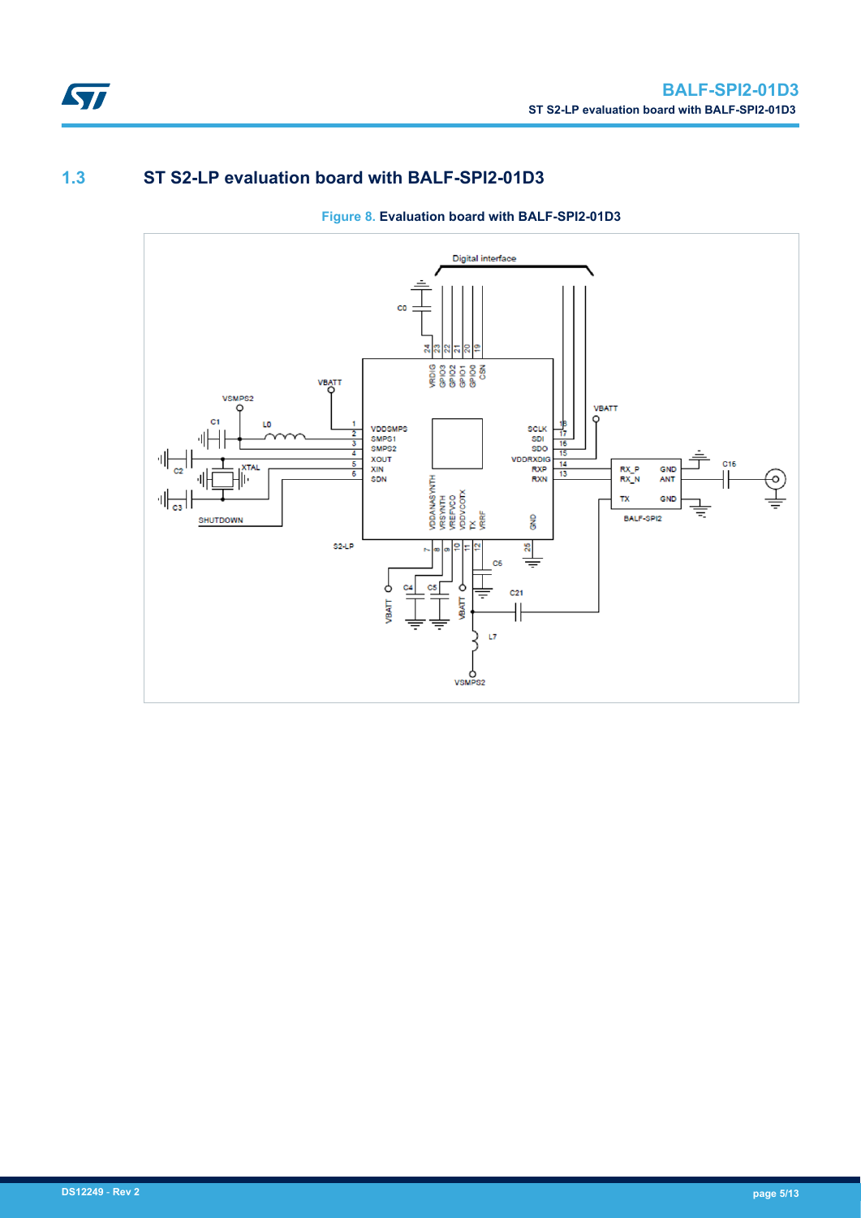## 1.3 ST S2-LP evaluation board with BALF-SPI2-01D3

Figure 8. Evaluation board with BALF-SPI2-01D3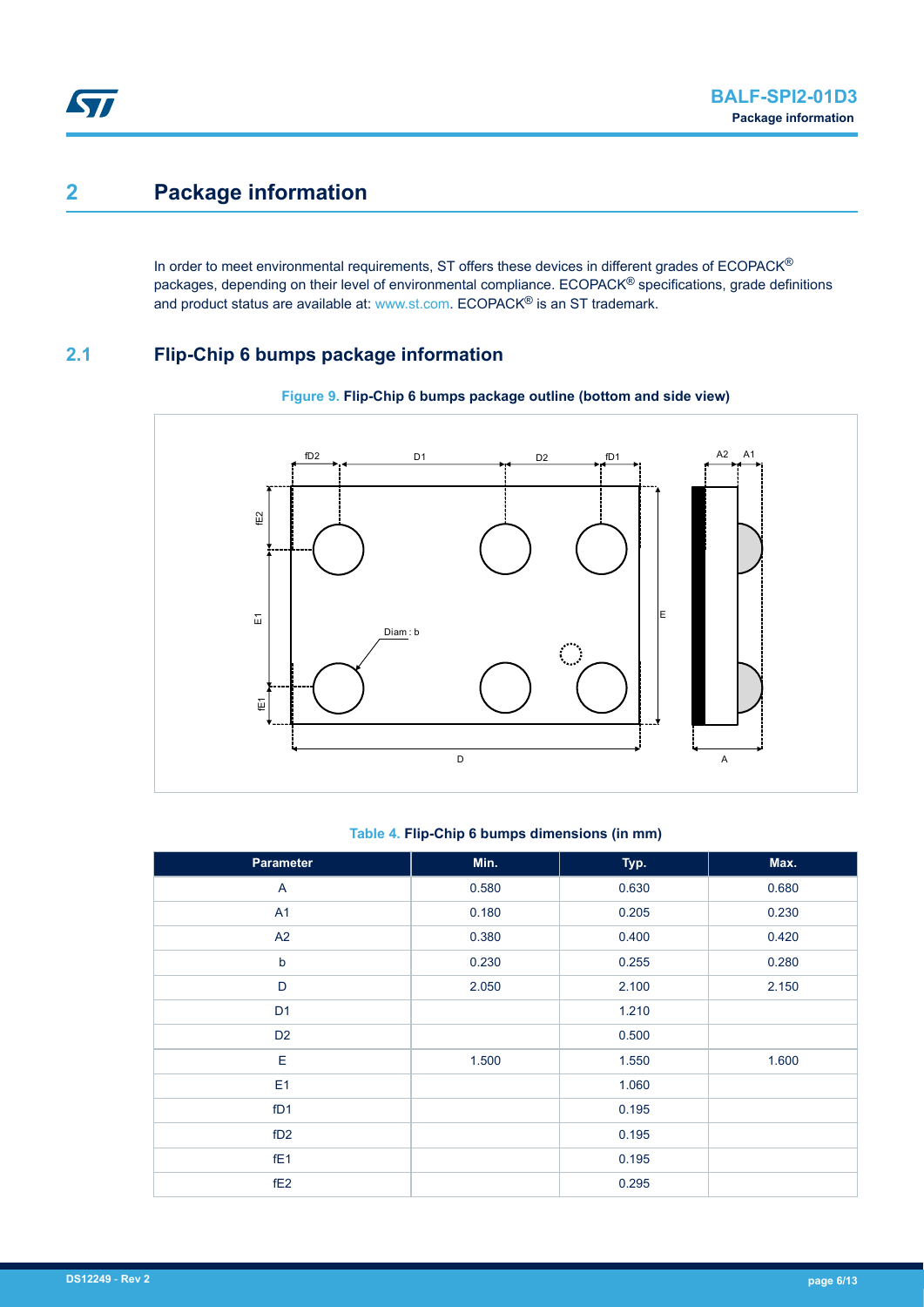# 2 Package information

In order to meet environmental requirements, ST offers these devices in different grades of ECOPACK® packages, depending on their level of environmental compliance. ECOPACK® specifications, grade definitions and product status are available at: www.st.com. ECOPACK® is an ST trademark.

## 2.1 Flip-Chip 6 bumps package information

Figure 9. Flip-Chip 6 bumps package outline (bottom and side view)

Table 4. Flip-Chip 6 bumps dimensions (in mm)

| Parameter | Min. | Typ. | Max. |
| --- | --- | --- | --- |
| A | 0.580 | 0.630 | 0.680 |
| A1 | 0.180 | 0.205 | 0.230 |
| A2 | 0.380 | 0.400 | 0.420 |
| b | 0.230 | 0.255 | 0.280 |
| D | 2.050 | 2.100 | 2.150 |
| D1 | | 1.210 | |
| D2 | | 0.500 | |
| E | 1.500 | 1.550 | 1.600 |
| E1 | | 1.060 | |
| fD1 | | 0.195 | |
| fD2 | | 0.195 | |
| fE1 | | 0.195 | |
| fE2 | | 0.295 | |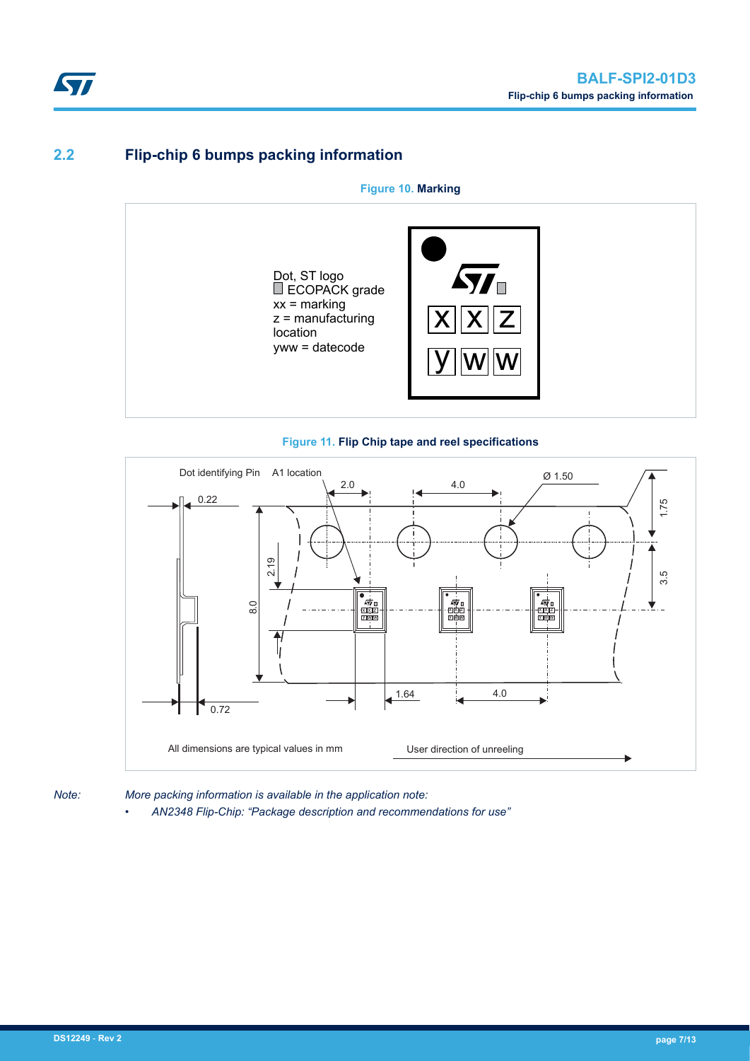## 2.2 Flip-chip 6 bumps packing information

**Figure 10. Marking**

Dot, ST logo
ECOPACK grade
xx = marking
z = manufacturing location
yww = datecode

**Figure 11. Flip Chip tape and reel specifications**

All dimensions are typical values in mm

*Note: More packing information is available in the application note:*

- *AN2348 Flip-Chip: "Package description and recommendations for use"*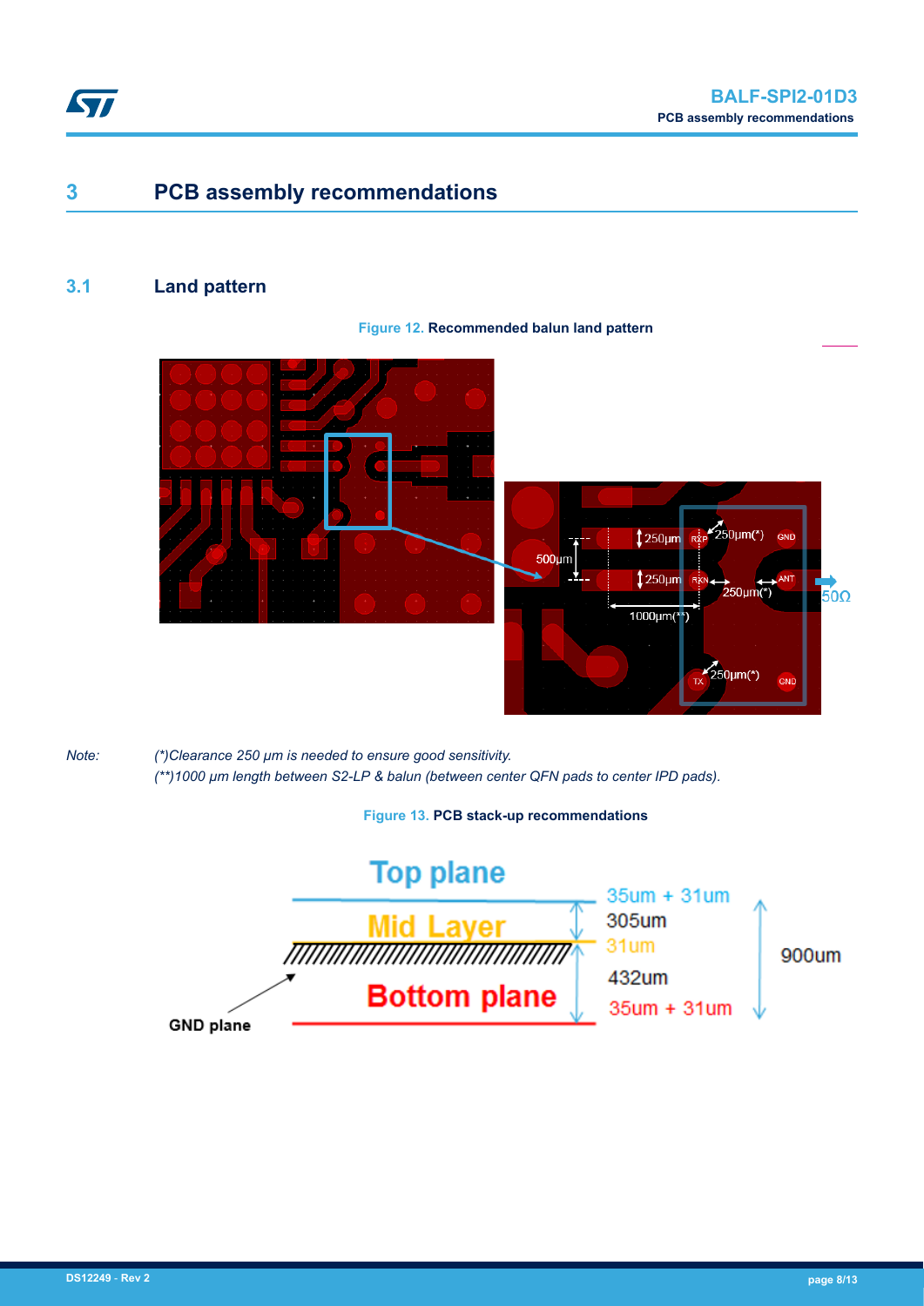# 3 PCB assembly recommendations

## 3.1 Land pattern

**Figure 12. Recommended balun land pattern**

*Note: (*)Clearance 250 µm is needed to ensure good sensitivity.*
*(**)1000 µm length between S2-LP & balun (between center QFN pads to center IPD pads).*

**Figure 13. PCB stack-up recommendations**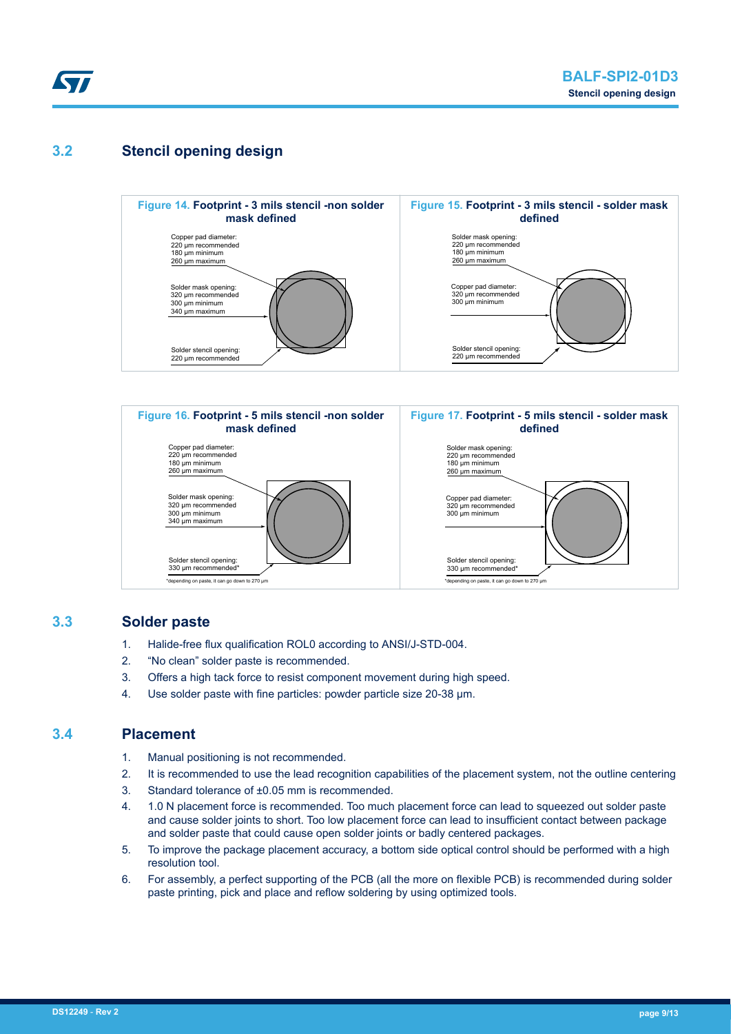## 3.2 Stencil opening design

**Figure 14. Footprint - 3 mils stencil -non solder mask defined**

Copper pad diameter:
220 µm recommended
180 µm minimum
260 µm maximum

Solder mask opening:
320 µm recommended
300 µm minimum
340 µm maximum

Solder stencil opening:
220 µm recommended

**Figure 15. Footprint - 3 mils stencil - solder mask defined**

Solder mask opening:
220 µm recommended
180 µm minimum
260 µm maximum

Copper pad diameter:
320 µm recommended
300 µm minimum

Solder stencil opening:
220 µm recommended

**Figure 16. Footprint - 5 mils stencil -non solder mask defined**

Copper pad diameter:
220 µm recommended
180 µm minimum
260 µm maximum

Solder mask opening:
320 µm recommended
300 µm minimum
340 µm maximum

Solder stencil opening:
330 µm recommended*

*depending on paste, it can go down to 270 µm

**Figure 17. Footprint - 5 mils stencil - solder mask defined**

Solder mask opening:
220 µm recommended
180 µm minimum
260 µm maximum

Copper pad diameter:
320 µm recommended
300 µm minimum

Solder stencil opening:
330 µm recommended*

*depending on paste, it can go down to 270 µm

## 3.3 Solder paste

1. Halide-free flux qualification ROL0 according to ANSI/J-STD-004.
2. "No clean" solder paste is recommended.
3. Offers a high tack force to resist component movement during high speed.
4. Use solder paste with fine particles: powder particle size 20-38 µm.

## 3.4 Placement

1. Manual positioning is not recommended.
2. It is recommended to use the lead recognition capabilities of the placement system, not the outline centering
3. Standard tolerance of ±0.05 mm is recommended.
4. 1.0 N placement force is recommended. Too much placement force can lead to squeezed out solder paste and cause solder joints to short. Too low placement force can lead to insufficient contact between package and solder paste that could cause open solder joints or badly centered packages.
5. To improve the package placement accuracy, a bottom side optical control should be performed with a high resolution tool.
6. For assembly, a perfect supporting of the PCB (all the more on flexible PCB) is recommended during solder paste printing, pick and place and reflow soldering by using optimized tools.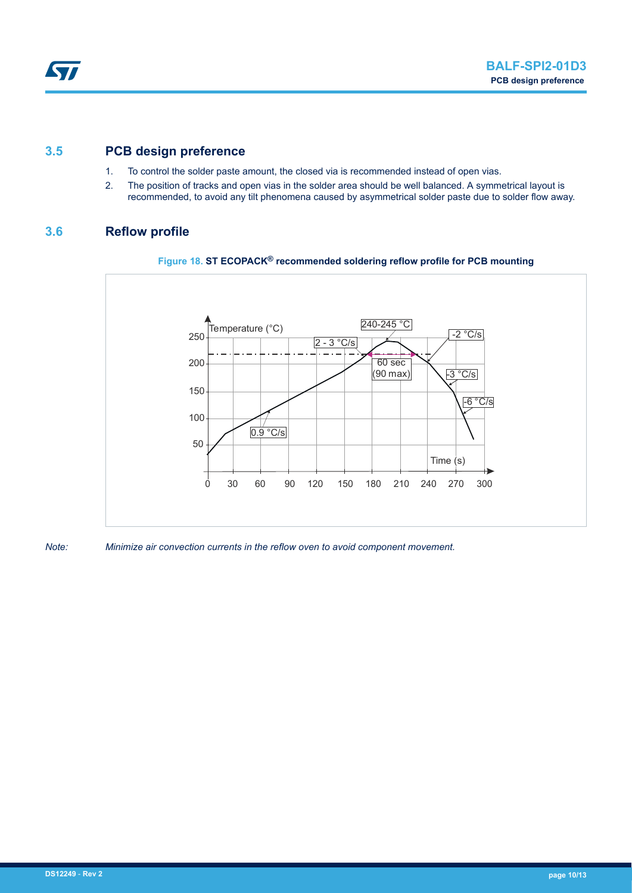## 3.5 PCB design preference

1. To control the solder paste amount, the closed via is recommended instead of open vias.
2. The position of tracks and open vias in the solder area should be well balanced. A symmetrical layout is recommended, to avoid any tilt phenomena caused by asymmetrical solder paste due to solder flow away.

## 3.6 Reflow profile

**Figure 18.** **ST ECOPACK® recommended soldering reflow profile for PCB mounting**

*Note: Minimize air convection currents in the reflow oven to avoid component movement.*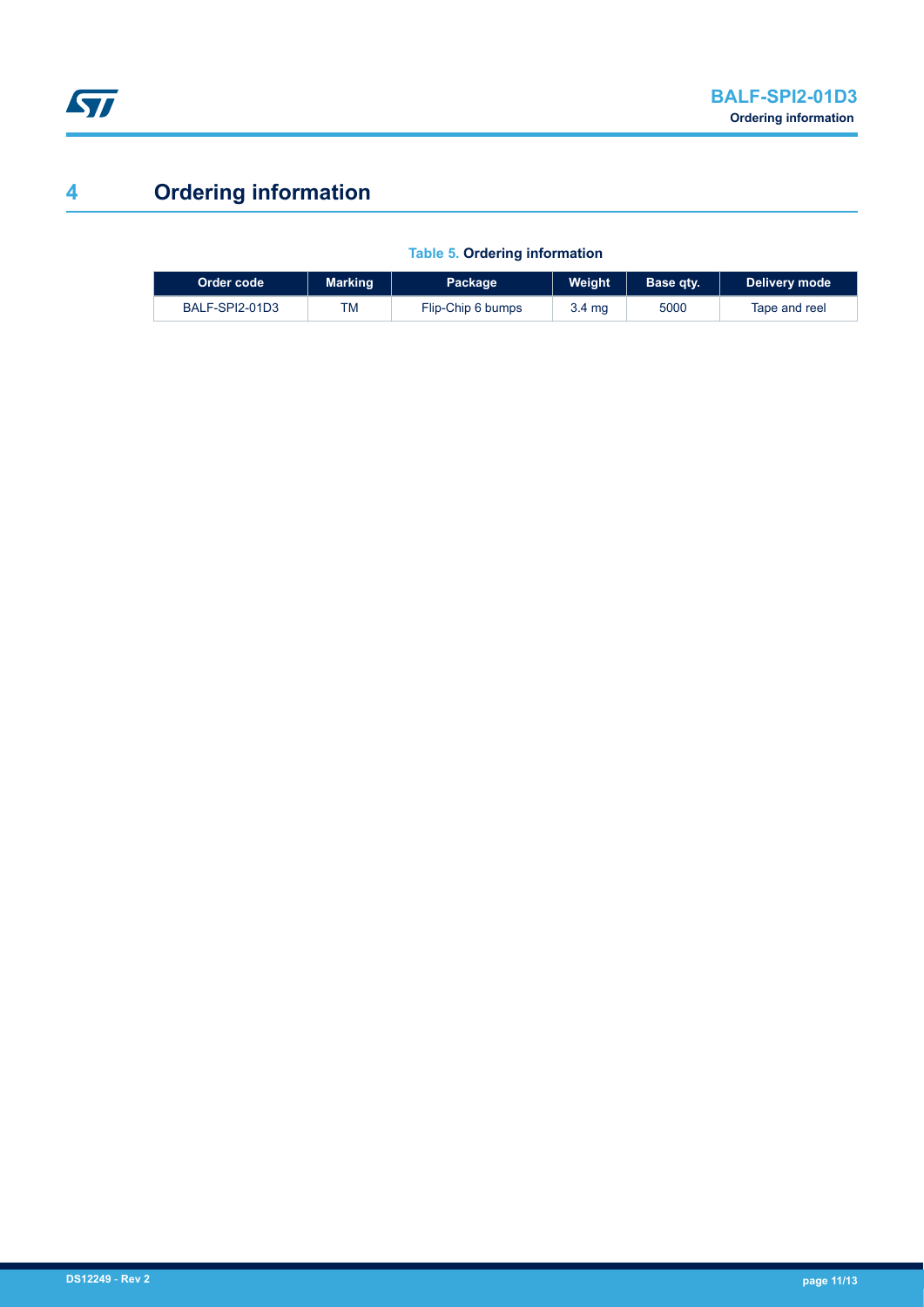# 4 Ordering information

**Table 5. Ordering information**

| Order code | Marking | Package | Weight | Base qty. | Delivery mode |
|---|---|---|---|---|---|
| BALF-SPI2-01D3 | TM | Flip-Chip 6 bumps | 3.4 mg | 5000 | Tape and reel |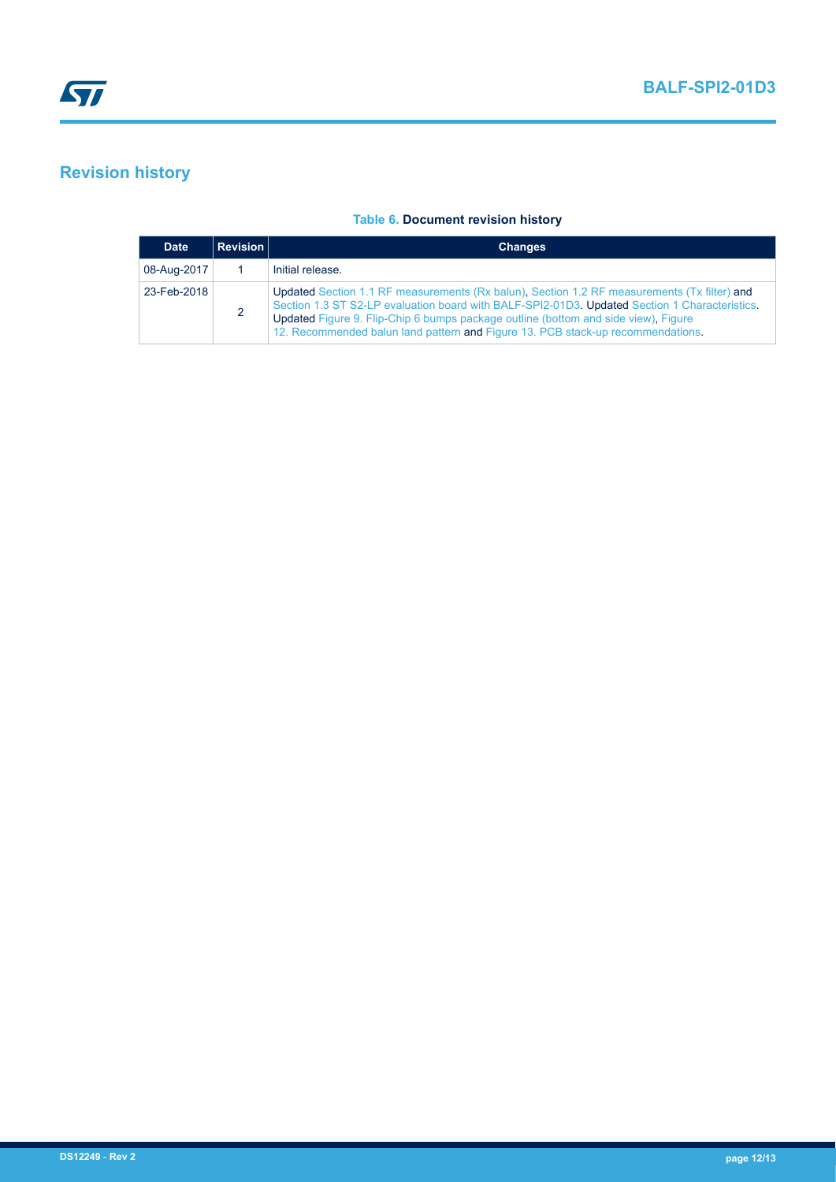## Revision history

**Table 6. Document revision history**

| Date | Revision | Changes |
|---|---|---|
| 08-Aug-2017 | 1 | Initial release. |
| 23-Feb-2018 | 2 | Updated Section 1.1 RF measurements (Rx balun), Section 1.2 RF measurements (Tx filter) and Section 1.3 ST S2-LP evaluation board with BALF-SPI2-01D3. Updated Section 1 Characteristics. Updated Figure 9. Flip-Chip 6 bumps package outline (bottom and side view), Figure 12. Recommended balun land pattern and Figure 13. PCB stack-up recommendations. |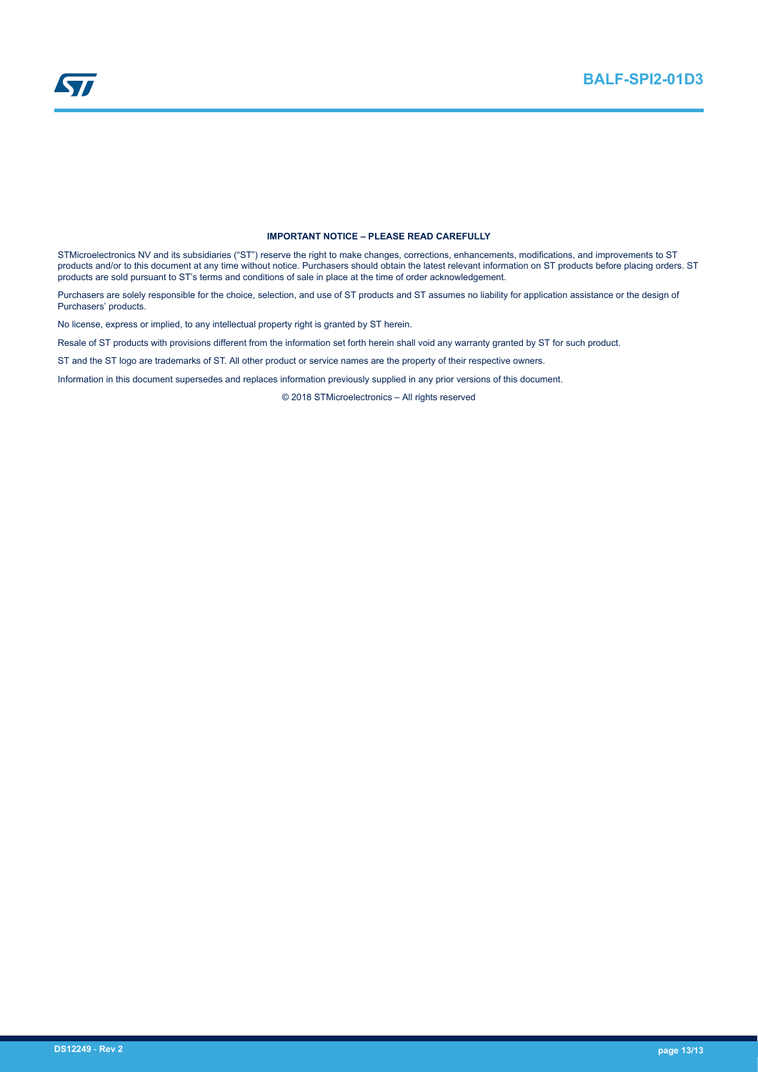**IMPORTANT NOTICE – PLEASE READ CAREFULLY**

STMicroelectronics NV and its subsidiaries ("ST") reserve the right to make changes, corrections, enhancements, modifications, and improvements to ST products and/or to this document at any time without notice. Purchasers should obtain the latest relevant information on ST products before placing orders. ST products are sold pursuant to ST's terms and conditions of sale in place at the time of order acknowledgement.

Purchasers are solely responsible for the choice, selection, and use of ST products and ST assumes no liability for application assistance or the design of Purchasers' products.

No license, express or implied, to any intellectual property right is granted by ST herein.

Resale of ST products with provisions different from the information set forth herein shall void any warranty granted by ST for such product.

ST and the ST logo are trademarks of ST. All other product or service names are the property of their respective owners.

Information in this document supersedes and replaces information previously supplied in any prior versions of this document.

© 2018 STMicroelectronics – All rights reserved